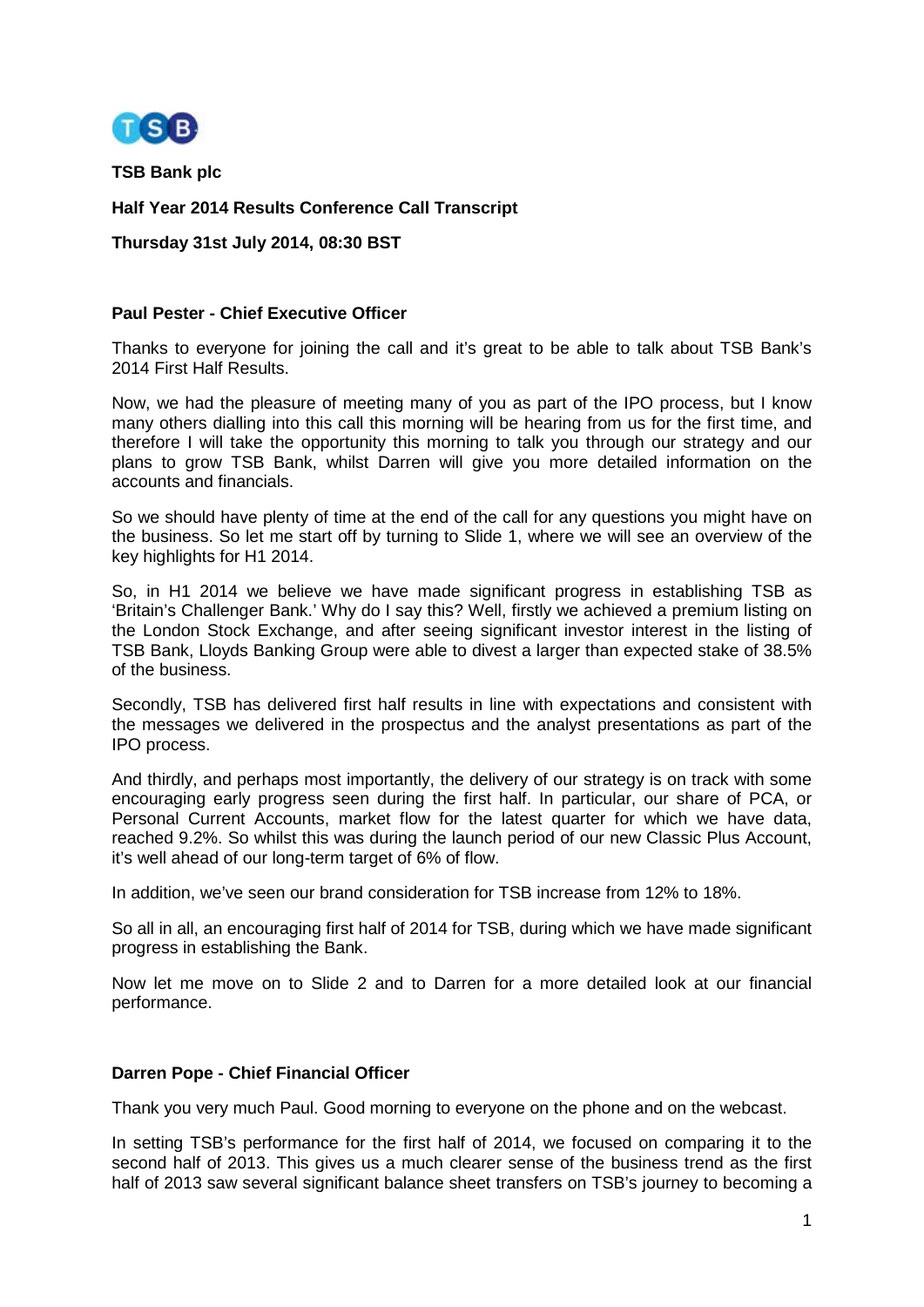**TSB Bank plc**

**Half Year 2014 Results Conference Call Transcript**

**Thursday 31st July 2014, 08:30 BST**

**Paul Pester - Chief Executive Officer**

Thanks to everyone for joining the call and it's great to be able to talk about TSB Bank's 2014 First Half Results.

Now, we had the pleasure of meeting many of you as part of the IPO process, but I know many others dialling into this call this morning will be hearing from us for the first time, and therefore I will take the opportunity this morning to talk you through our strategy and our plans to grow TSB Bank, whilst Darren will give you more detailed information on the accounts and financials.

So we should have plenty of time at the end of the call for any questions you might have on the business. So let me start off by turning to Slide 1, where we will see an overview of the key highlights for H1 2014.

So, in H1 2014 we believe we have made significant progress in establishing TSB as 'Britain's Challenger Bank.' Why do I say this? Well, firstly we achieved a premium listing on the London Stock Exchange, and after seeing significant investor interest in the listing of TSB Bank, Lloyds Banking Group were able to divest a larger than expected stake of 38.5% of the business.

Secondly, TSB has delivered first half results in line with expectations and consistent with the messages we delivered in the prospectus and the analyst presentations as part of the IPO process.

And thirdly, and perhaps most importantly, the delivery of our strategy is on track with some encouraging early progress seen during the first half. In particular, our share of PCA, or Personal Current Accounts, market flow for the latest quarter for which we have data, reached 9.2%. So whilst this was during the launch period of our new Classic Plus Account, it's well ahead of our long-term target of 6% of flow.

In addition, we've seen our brand consideration for TSB increase from 12% to 18%.

So all in all, an encouraging first half of 2014 for TSB, during which we have made significant progress in establishing the Bank.

Now let me move on to Slide 2 and to Darren for a more detailed look at our financial performance.

**Darren Pope - Chief Financial Officer**

Thank you very much Paul. Good morning to everyone on the phone and on the webcast.

In setting TSB's performance for the first half of 2014, we focused on comparing it to the second half of 2013. This gives us a much clearer sense of the business trend as the first half of 2013 saw several significant balance sheet transfers on TSB's journey to becoming a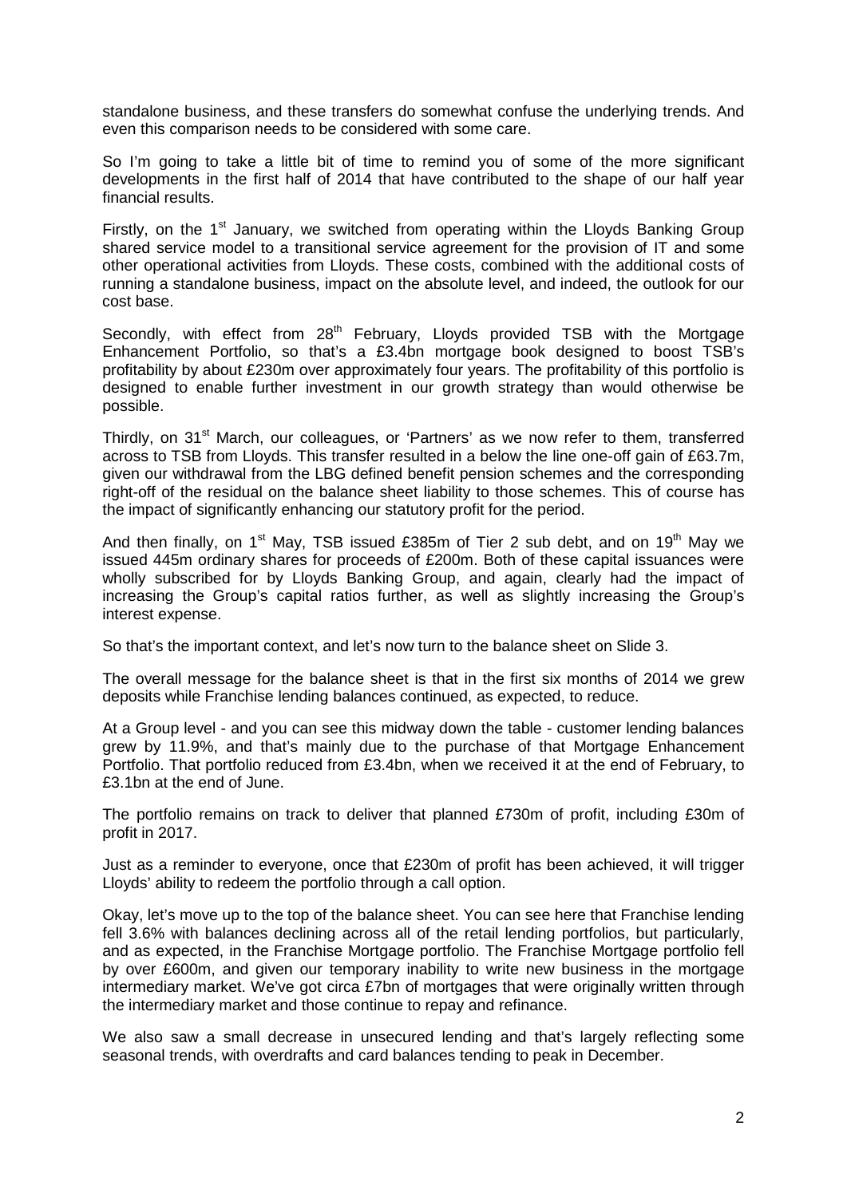standalone business, and these transfers do somewhat confuse the underlying trends. And even this comparison needs to be considered with some care.

So I'm going to take a little bit of time to remind you of some of the more significant developments in the first half of 2014 that have contributed to the shape of our half year financial results.

Firstly, on the 1st January, we switched from operating within the Lloyds Banking Group shared service model to a transitional service agreement for the provision of IT and some other operational activities from Lloyds. These costs, combined with the additional costs of running a standalone business, impact on the absolute level, and indeed, the outlook for our cost base.

Secondly, with effect from 28th February, Lloyds provided TSB with the Mortgage Enhancement Portfolio, so that's a £3.4bn mortgage book designed to boost TSB's profitability by about £230m over approximately four years. The profitability of this portfolio is designed to enable further investment in our growth strategy than would otherwise be possible.

Thirdly, on 31st March, our colleagues, or 'Partners' as we now refer to them, transferred across to TSB from Lloyds. This transfer resulted in a below the line one-off gain of £63.7m, given our withdrawal from the LBG defined benefit pension schemes and the corresponding right-off of the residual on the balance sheet liability to those schemes. This of course has the impact of significantly enhancing our statutory profit for the period.

And then finally, on 1st May, TSB issued £385m of Tier 2 sub debt, and on 19th May we issued 445m ordinary shares for proceeds of £200m. Both of these capital issuances were wholly subscribed for by Lloyds Banking Group, and again, clearly had the impact of increasing the Group's capital ratios further, as well as slightly increasing the Group's interest expense.

So that's the important context, and let's now turn to the balance sheet on Slide 3.

The overall message for the balance sheet is that in the first six months of 2014 we grew deposits while Franchise lending balances continued, as expected, to reduce.

At a Group level - and you can see this midway down the table - customer lending balances grew by 11.9%, and that's mainly due to the purchase of that Mortgage Enhancement Portfolio. That portfolio reduced from £3.4bn, when we received it at the end of February, to £3.1bn at the end of June.

The portfolio remains on track to deliver that planned £730m of profit, including £30m of profit in 2017.

Just as a reminder to everyone, once that £230m of profit has been achieved, it will trigger Lloyds' ability to redeem the portfolio through a call option.

Okay, let's move up to the top of the balance sheet. You can see here that Franchise lending fell 3.6% with balances declining across all of the retail lending portfolios, but particularly, and as expected, in the Franchise Mortgage portfolio. The Franchise Mortgage portfolio fell by over £600m, and given our temporary inability to write new business in the mortgage intermediary market. We've got circa £7bn of mortgages that were originally written through the intermediary market and those continue to repay and refinance.

We also saw a small decrease in unsecured lending and that's largely reflecting some seasonal trends, with overdrafts and card balances tending to peak in December.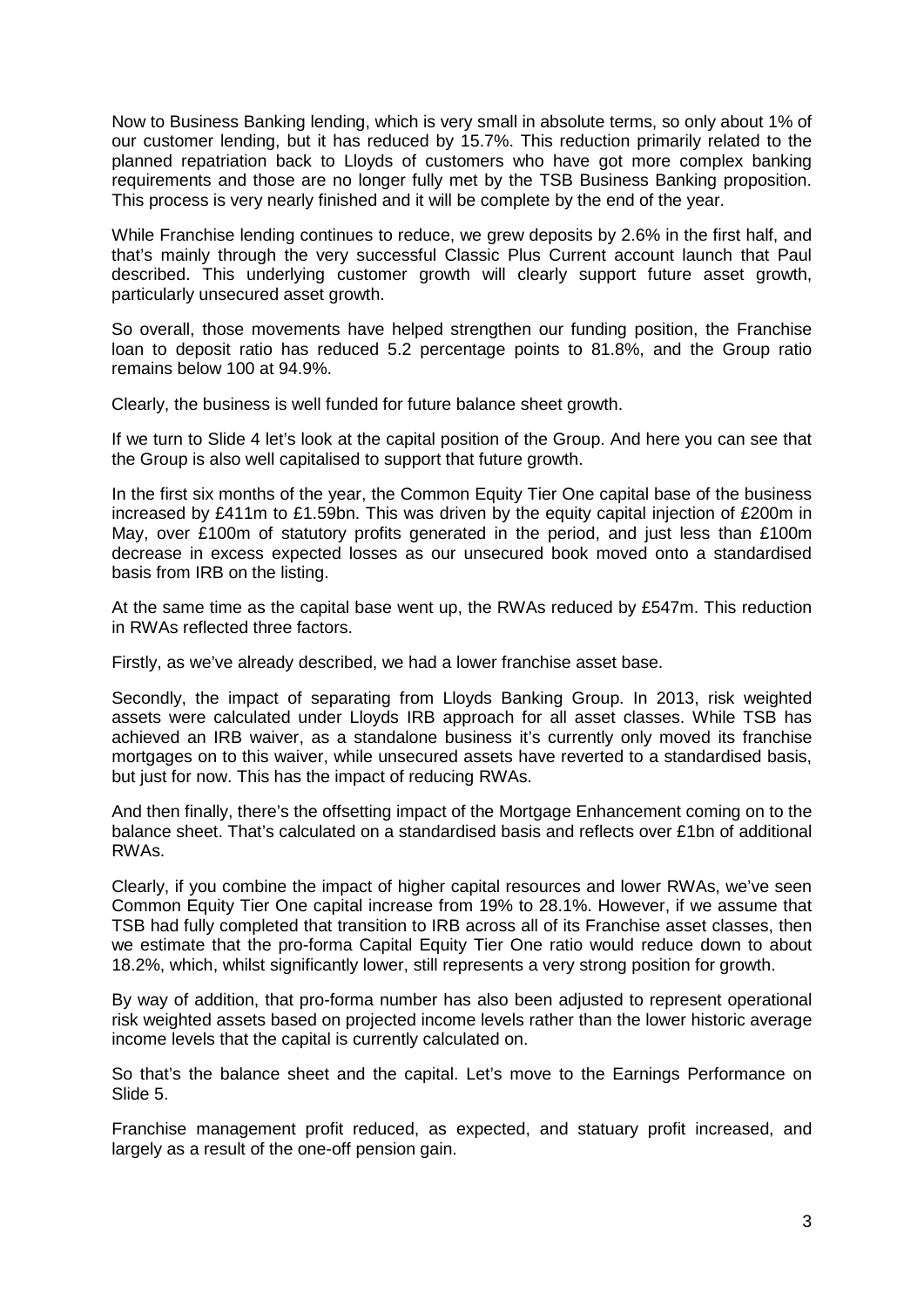Now to Business Banking lending, which is very small in absolute terms, so only about 1% of our customer lending, but it has reduced by 15.7%. This reduction primarily related to the planned repatriation back to Lloyds of customers who have got more complex banking requirements and those are no longer fully met by the TSB Business Banking proposition. This process is very nearly finished and it will be complete by the end of the year.

While Franchise lending continues to reduce, we grew deposits by 2.6% in the first half, and that's mainly through the very successful Classic Plus Current account launch that Paul described. This underlying customer growth will clearly support future asset growth, particularly unsecured asset growth.

So overall, those movements have helped strengthen our funding position, the Franchise loan to deposit ratio has reduced 5.2 percentage points to 81.8%, and the Group ratio remains below 100 at 94.9%.

Clearly, the business is well funded for future balance sheet growth.

If we turn to Slide 4 let's look at the capital position of the Group. And here you can see that the Group is also well capitalised to support that future growth.

In the first six months of the year, the Common Equity Tier One capital base of the business increased by £411m to £1.59bn. This was driven by the equity capital injection of £200m in May, over £100m of statutory profits generated in the period, and just less than £100m decrease in excess expected losses as our unsecured book moved onto a standardised basis from IRB on the listing.

At the same time as the capital base went up, the RWAs reduced by £547m. This reduction in RWAs reflected three factors.

Firstly, as we've already described, we had a lower franchise asset base.

Secondly, the impact of separating from Lloyds Banking Group. In 2013, risk weighted assets were calculated under Lloyds IRB approach for all asset classes. While TSB has achieved an IRB waiver, as a standalone business it's currently only moved its franchise mortgages on to this waiver, while unsecured assets have reverted to a standardised basis, but just for now. This has the impact of reducing RWAs.

And then finally, there's the offsetting impact of the Mortgage Enhancement coming on to the balance sheet. That's calculated on a standardised basis and reflects over £1bn of additional RWAs.

Clearly, if you combine the impact of higher capital resources and lower RWAs, we've seen Common Equity Tier One capital increase from 19% to 28.1%. However, if we assume that TSB had fully completed that transition to IRB across all of its Franchise asset classes, then we estimate that the pro-forma Capital Equity Tier One ratio would reduce down to about 18.2%, which, whilst significantly lower, still represents a very strong position for growth.

By way of addition, that pro-forma number has also been adjusted to represent operational risk weighted assets based on projected income levels rather than the lower historic average income levels that the capital is currently calculated on.

So that's the balance sheet and the capital. Let's move to the Earnings Performance on Slide 5.

Franchise management profit reduced, as expected, and statuary profit increased, and largely as a result of the one-off pension gain.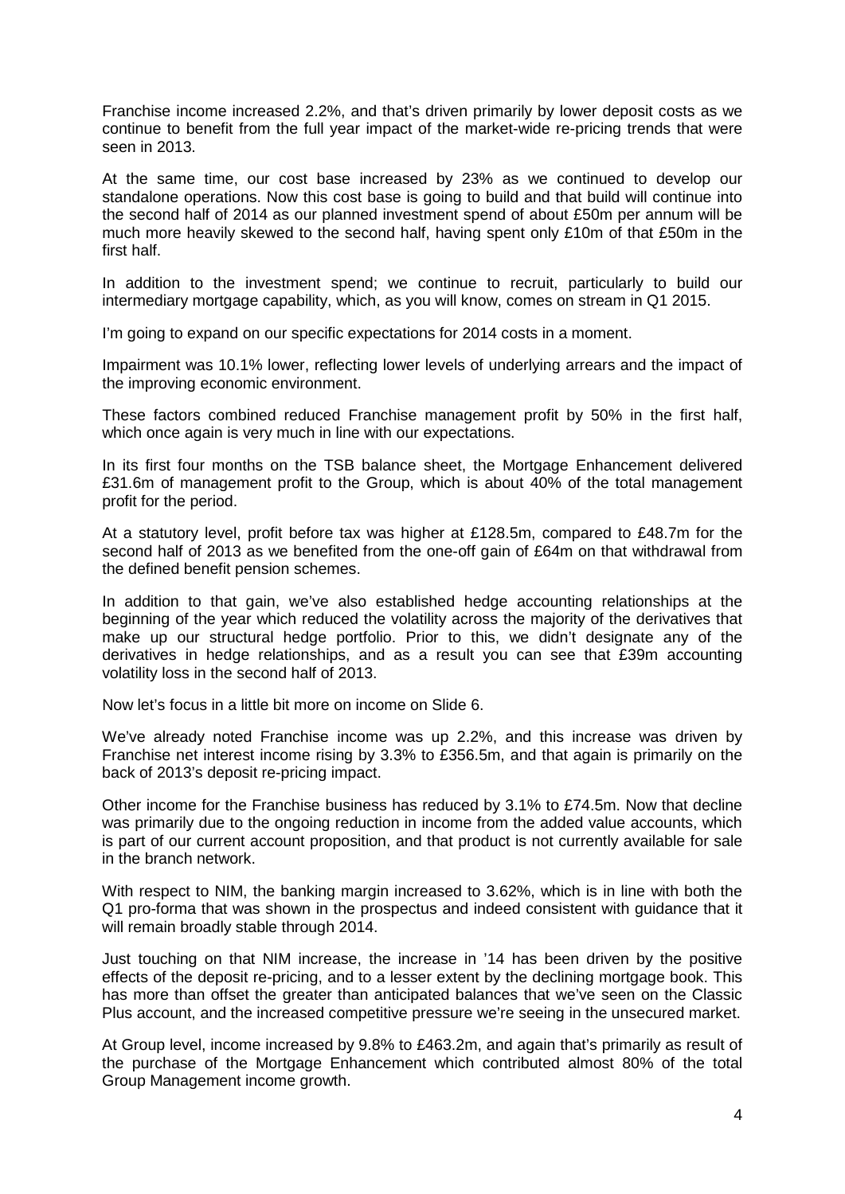Franchise income increased 2.2%, and that's driven primarily by lower deposit costs as we continue to benefit from the full year impact of the market-wide re-pricing trends that were seen in 2013.

At the same time, our cost base increased by 23% as we continued to develop our standalone operations. Now this cost base is going to build and that build will continue into the second half of 2014 as our planned investment spend of about £50m per annum will be much more heavily skewed to the second half, having spent only £10m of that £50m in the first half.

In addition to the investment spend; we continue to recruit, particularly to build our intermediary mortgage capability, which, as you will know, comes on stream in Q1 2015.

I'm going to expand on our specific expectations for 2014 costs in a moment.

Impairment was 10.1% lower, reflecting lower levels of underlying arrears and the impact of the improving economic environment.

These factors combined reduced Franchise management profit by 50% in the first half, which once again is very much in line with our expectations.

In its first four months on the TSB balance sheet, the Mortgage Enhancement delivered £31.6m of management profit to the Group, which is about 40% of the total management profit for the period.

At a statutory level, profit before tax was higher at £128.5m, compared to £48.7m for the second half of 2013 as we benefited from the one-off gain of £64m on that withdrawal from the defined benefit pension schemes.

In addition to that gain, we've also established hedge accounting relationships at the beginning of the year which reduced the volatility across the majority of the derivatives that make up our structural hedge portfolio. Prior to this, we didn't designate any of the derivatives in hedge relationships, and as a result you can see that £39m accounting volatility loss in the second half of 2013.

Now let's focus in a little bit more on income on Slide 6.

We've already noted Franchise income was up 2.2%, and this increase was driven by Franchise net interest income rising by 3.3% to £356.5m, and that again is primarily on the back of 2013's deposit re-pricing impact.

Other income for the Franchise business has reduced by 3.1% to £74.5m. Now that decline was primarily due to the ongoing reduction in income from the added value accounts, which is part of our current account proposition, and that product is not currently available for sale in the branch network.

With respect to NIM, the banking margin increased to 3.62%, which is in line with both the Q1 pro-forma that was shown in the prospectus and indeed consistent with guidance that it will remain broadly stable through 2014.

Just touching on that NIM increase, the increase in '14 has been driven by the positive effects of the deposit re-pricing, and to a lesser extent by the declining mortgage book. This has more than offset the greater than anticipated balances that we've seen on the Classic Plus account, and the increased competitive pressure we're seeing in the unsecured market.

At Group level, income increased by 9.8% to £463.2m, and again that's primarily as result of the purchase of the Mortgage Enhancement which contributed almost 80% of the total Group Management income growth.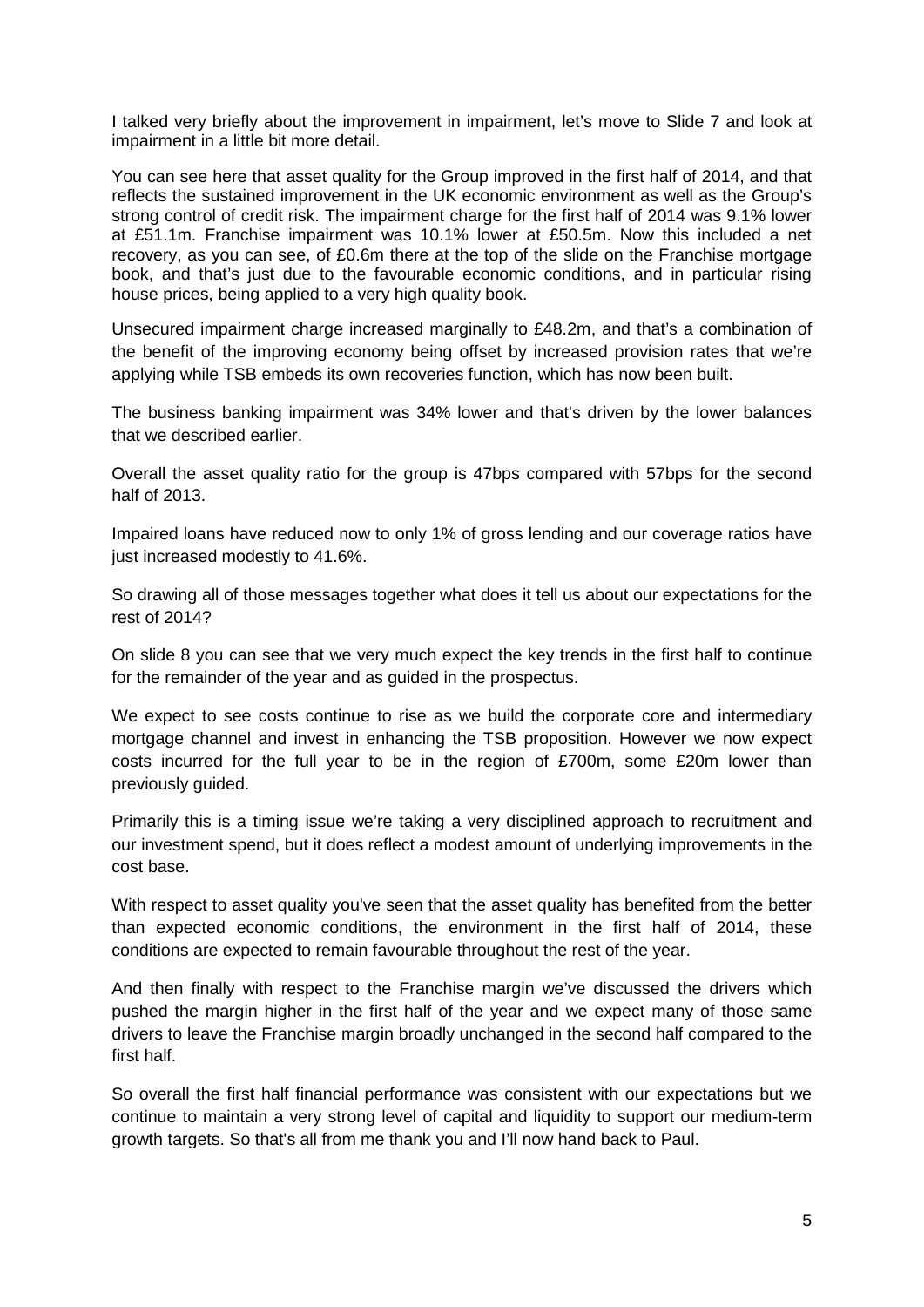I talked very briefly about the improvement in impairment, let's move to Slide 7 and look at impairment in a little bit more detail.

You can see here that asset quality for the Group improved in the first half of 2014, and that reflects the sustained improvement in the UK economic environment as well as the Group's strong control of credit risk. The impairment charge for the first half of 2014 was 9.1% lower at £51.1m. Franchise impairment was 10.1% lower at £50.5m. Now this included a net recovery, as you can see, of £0.6m there at the top of the slide on the Franchise mortgage book, and that's just due to the favourable economic conditions, and in particular rising house prices, being applied to a very high quality book.

Unsecured impairment charge increased marginally to £48.2m, and that's a combination of the benefit of the improving economy being offset by increased provision rates that we're applying while TSB embeds its own recoveries function, which has now been built.

The business banking impairment was 34% lower and that's driven by the lower balances that we described earlier.

Overall the asset quality ratio for the group is 47bps compared with 57bps for the second half of 2013.

Impaired loans have reduced now to only 1% of gross lending and our coverage ratios have just increased modestly to 41.6%.

So drawing all of those messages together what does it tell us about our expectations for the rest of 2014?

On slide 8 you can see that we very much expect the key trends in the first half to continue for the remainder of the year and as guided in the prospectus.

We expect to see costs continue to rise as we build the corporate core and intermediary mortgage channel and invest in enhancing the TSB proposition. However we now expect costs incurred for the full year to be in the region of £700m, some £20m lower than previously guided.

Primarily this is a timing issue we're taking a very disciplined approach to recruitment and our investment spend, but it does reflect a modest amount of underlying improvements in the cost base.

With respect to asset quality you've seen that the asset quality has benefited from the better than expected economic conditions, the environment in the first half of 2014, these conditions are expected to remain favourable throughout the rest of the year.

And then finally with respect to the Franchise margin we've discussed the drivers which pushed the margin higher in the first half of the year and we expect many of those same drivers to leave the Franchise margin broadly unchanged in the second half compared to the first half.

So overall the first half financial performance was consistent with our expectations but we continue to maintain a very strong level of capital and liquidity to support our medium-term growth targets. So that's all from me thank you and I'll now hand back to Paul.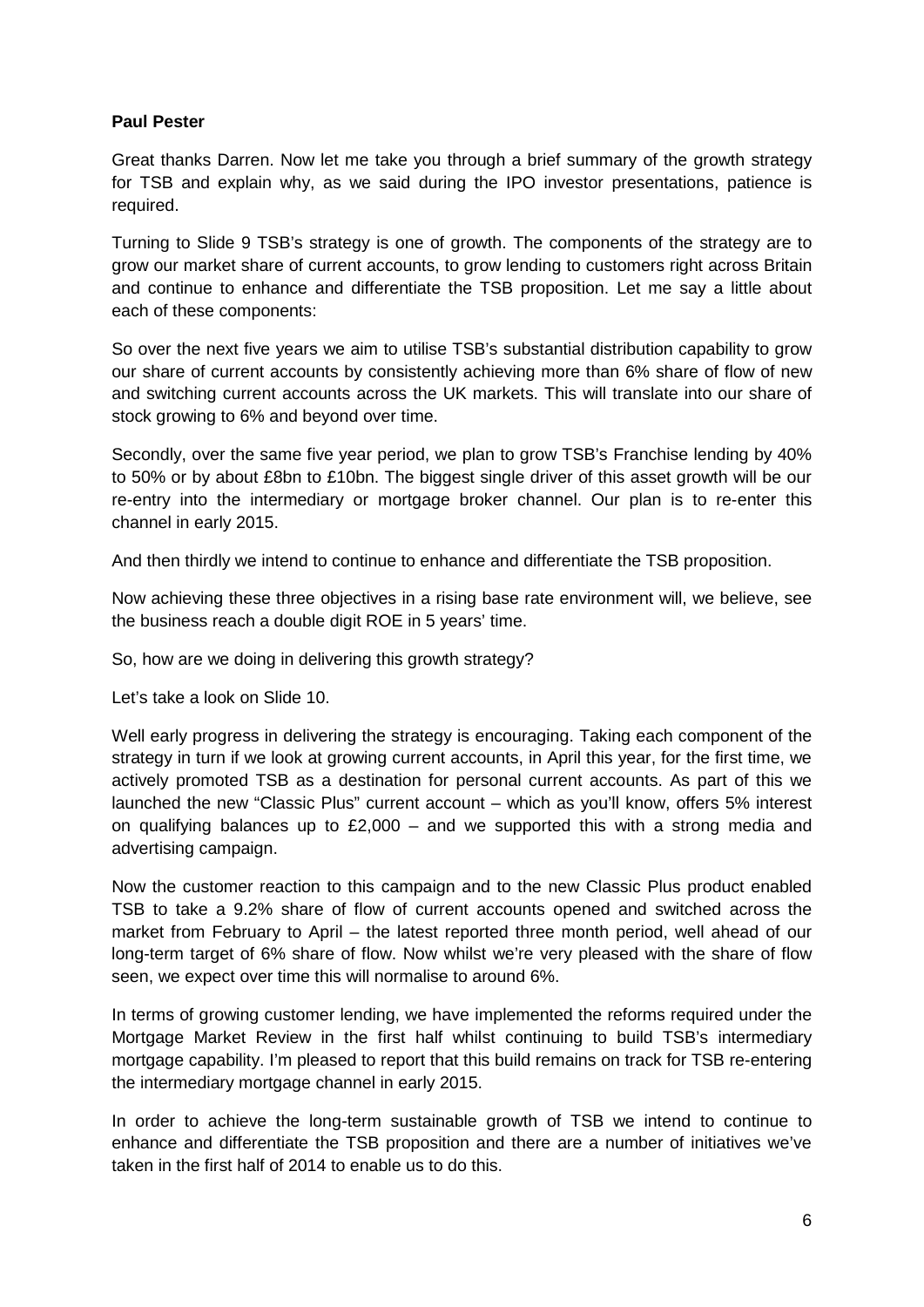**Paul Pester**

Great thanks Darren. Now let me take you through a brief summary of the growth strategy for TSB and explain why, as we said during the IPO investor presentations, patience is required.

Turning to Slide 9 TSB's strategy is one of growth. The components of the strategy are to grow our market share of current accounts, to grow lending to customers right across Britain and continue to enhance and differentiate the TSB proposition. Let me say a little about each of these components:

So over the next five years we aim to utilise TSB's substantial distribution capability to grow our share of current accounts by consistently achieving more than 6% share of flow of new and switching current accounts across the UK markets. This will translate into our share of stock growing to 6% and beyond over time.

Secondly, over the same five year period, we plan to grow TSB's Franchise lending by 40% to 50% or by about £8bn to £10bn. The biggest single driver of this asset growth will be our re-entry into the intermediary or mortgage broker channel. Our plan is to re-enter this channel in early 2015.

And then thirdly we intend to continue to enhance and differentiate the TSB proposition.

Now achieving these three objectives in a rising base rate environment will, we believe, see the business reach a double digit ROE in 5 years' time.

So, how are we doing in delivering this growth strategy?

Let's take a look on Slide 10.

Well early progress in delivering the strategy is encouraging. Taking each component of the strategy in turn if we look at growing current accounts, in April this year, for the first time, we actively promoted TSB as a destination for personal current accounts. As part of this we launched the new "Classic Plus" current account – which as you'll know, offers 5% interest on qualifying balances up to £2,000 – and we supported this with a strong media and advertising campaign.

Now the customer reaction to this campaign and to the new Classic Plus product enabled TSB to take a 9.2% share of flow of current accounts opened and switched across the market from February to April – the latest reported three month period, well ahead of our long-term target of 6% share of flow. Now whilst we're very pleased with the share of flow seen, we expect over time this will normalise to around 6%.

In terms of growing customer lending, we have implemented the reforms required under the Mortgage Market Review in the first half whilst continuing to build TSB's intermediary mortgage capability. I'm pleased to report that this build remains on track for TSB re-entering the intermediary mortgage channel in early 2015.

In order to achieve the long-term sustainable growth of TSB we intend to continue to enhance and differentiate the TSB proposition and there are a number of initiatives we've taken in the first half of 2014 to enable us to do this.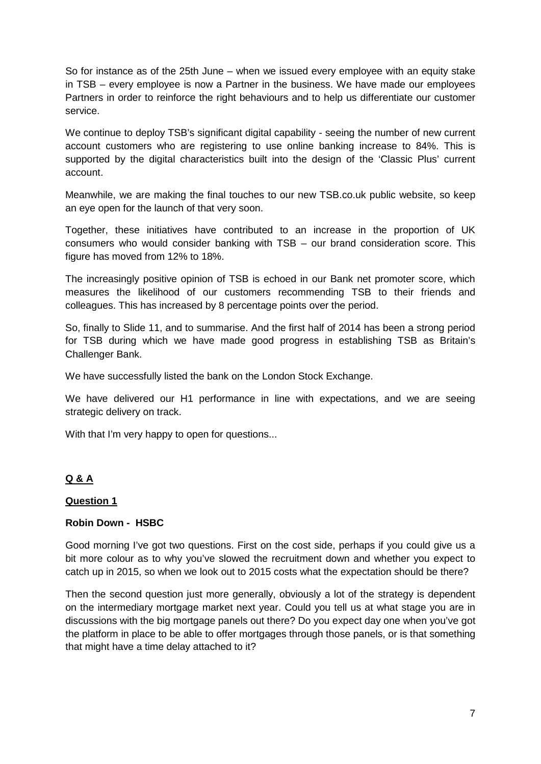So for instance as of the 25th June – when we issued every employee with an equity stake in TSB – every employee is now a Partner in the business. We have made our employees Partners in order to reinforce the right behaviours and to help us differentiate our customer service.

We continue to deploy TSB's significant digital capability - seeing the number of new current account customers who are registering to use online banking increase to 84%. This is supported by the digital characteristics built into the design of the 'Classic Plus' current account.

Meanwhile, we are making the final touches to our new TSB.co.uk public website, so keep an eye open for the launch of that very soon.

Together, these initiatives have contributed to an increase in the proportion of UK consumers who would consider banking with TSB – our brand consideration score. This figure has moved from 12% to 18%.

The increasingly positive opinion of TSB is echoed in our Bank net promoter score, which measures the likelihood of our customers recommending TSB to their friends and colleagues. This has increased by 8 percentage points over the period.

So, finally to Slide 11, and to summarise. And the first half of 2014 has been a strong period for TSB during which we have made good progress in establishing TSB as Britain's Challenger Bank.

We have successfully listed the bank on the London Stock Exchange.

We have delivered our H1 performance in line with expectations, and we are seeing strategic delivery on track.

With that I'm very happy to open for questions...

## Q & A

### Question 1

**Robin Down - HSBC**

Good morning I've got two questions. First on the cost side, perhaps if you could give us a bit more colour as to why you've slowed the recruitment down and whether you expect to catch up in 2015, so when we look out to 2015 costs what the expectation should be there?

Then the second question just more generally, obviously a lot of the strategy is dependent on the intermediary mortgage market next year. Could you tell us at what stage you are in discussions with the big mortgage panels out there? Do you expect day one when you've got the platform in place to be able to offer mortgages through those panels, or is that something that might have a time delay attached to it?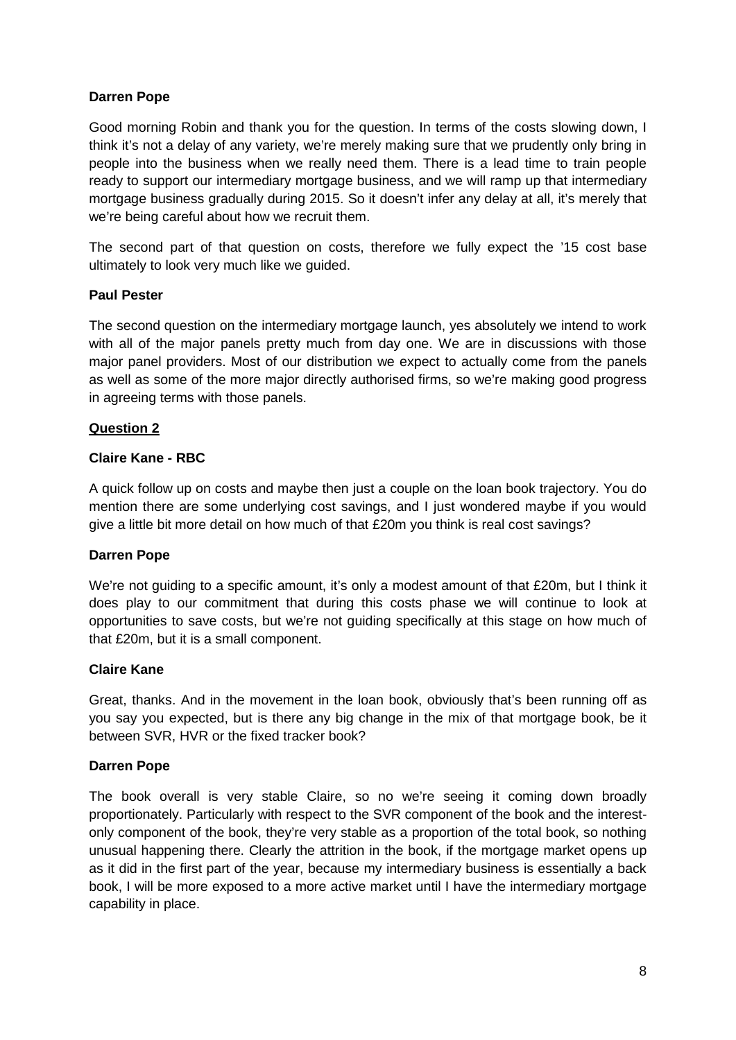**Darren Pope**

Good morning Robin and thank you for the question. In terms of the costs slowing down, I think it's not a delay of any variety, we're merely making sure that we prudently only bring in people into the business when we really need them. There is a lead time to train people ready to support our intermediary mortgage business, and we will ramp up that intermediary mortgage business gradually during 2015. So it doesn't infer any delay at all, it's merely that we're being careful about how we recruit them.

The second part of that question on costs, therefore we fully expect the '15 cost base ultimately to look very much like we guided.

**Paul Pester**

The second question on the intermediary mortgage launch, yes absolutely we intend to work with all of the major panels pretty much from day one. We are in discussions with those major panel providers. Most of our distribution we expect to actually come from the panels as well as some of the more major directly authorised firms, so we're making good progress in agreeing terms with those panels.

**Question 2**

**Claire Kane - RBC**

A quick follow up on costs and maybe then just a couple on the loan book trajectory. You do mention there are some underlying cost savings, and I just wondered maybe if you would give a little bit more detail on how much of that £20m you think is real cost savings?

**Darren Pope**

We're not guiding to a specific amount, it's only a modest amount of that £20m, but I think it does play to our commitment that during this costs phase we will continue to look at opportunities to save costs, but we're not guiding specifically at this stage on how much of that £20m, but it is a small component.

**Claire Kane**

Great, thanks. And in the movement in the loan book, obviously that's been running off as you say you expected, but is there any big change in the mix of that mortgage book, be it between SVR, HVR or the fixed tracker book?

**Darren Pope**

The book overall is very stable Claire, so no we're seeing it coming down broadly proportionately. Particularly with respect to the SVR component of the book and the interest-only component of the book, they're very stable as a proportion of the total book, so nothing unusual happening there. Clearly the attrition in the book, if the mortgage market opens up as it did in the first part of the year, because my intermediary business is essentially a back book, I will be more exposed to a more active market until I have the intermediary mortgage capability in place.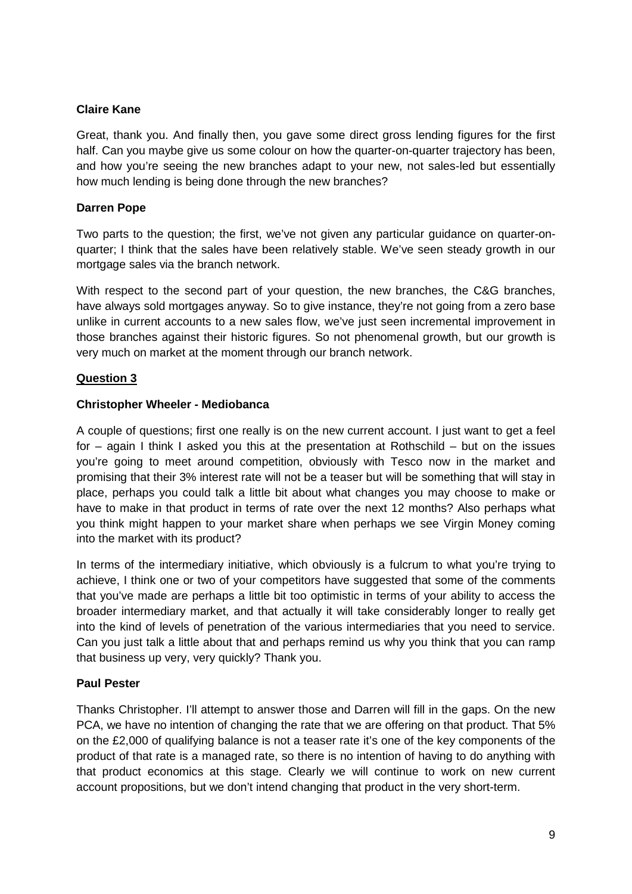**Claire Kane**

Great, thank you. And finally then, you gave some direct gross lending figures for the first half. Can you maybe give us some colour on how the quarter-on-quarter trajectory has been, and how you're seeing the new branches adapt to your new, not sales-led but essentially how much lending is being done through the new branches?

**Darren Pope**

Two parts to the question; the first, we've not given any particular guidance on quarter-on-quarter; I think that the sales have been relatively stable. We've seen steady growth in our mortgage sales via the branch network.

With respect to the second part of your question, the new branches, the C&G branches, have always sold mortgages anyway. So to give instance, they're not going from a zero base unlike in current accounts to a new sales flow, we've just seen incremental improvement in those branches against their historic figures. So not phenomenal growth, but our growth is very much on market at the moment through our branch network.

**<u>Question 3</u>**

**Christopher Wheeler - Mediobanca**

A couple of questions; first one really is on the new current account. I just want to get a feel for – again I think I asked you this at the presentation at Rothschild – but on the issues you're going to meet around competition, obviously with Tesco now in the market and promising that their 3% interest rate will not be a teaser but will be something that will stay in place, perhaps you could talk a little bit about what changes you may choose to make or have to make in that product in terms of rate over the next 12 months? Also perhaps what you think might happen to your market share when perhaps we see Virgin Money coming into the market with its product?

In terms of the intermediary initiative, which obviously is a fulcrum to what you're trying to achieve, I think one or two of your competitors have suggested that some of the comments that you've made are perhaps a little bit too optimistic in terms of your ability to access the broader intermediary market, and that actually it will take considerably longer to really get into the kind of levels of penetration of the various intermediaries that you need to service. Can you just talk a little about that and perhaps remind us why you think that you can ramp that business up very, very quickly? Thank you.

**Paul Pester**

Thanks Christopher. I'll attempt to answer those and Darren will fill in the gaps. On the new PCA, we have no intention of changing the rate that we are offering on that product. That 5% on the £2,000 of qualifying balance is not a teaser rate it's one of the key components of the product of that rate is a managed rate, so there is no intention of having to do anything with that product economics at this stage. Clearly we will continue to work on new current account propositions, but we don't intend changing that product in the very short-term.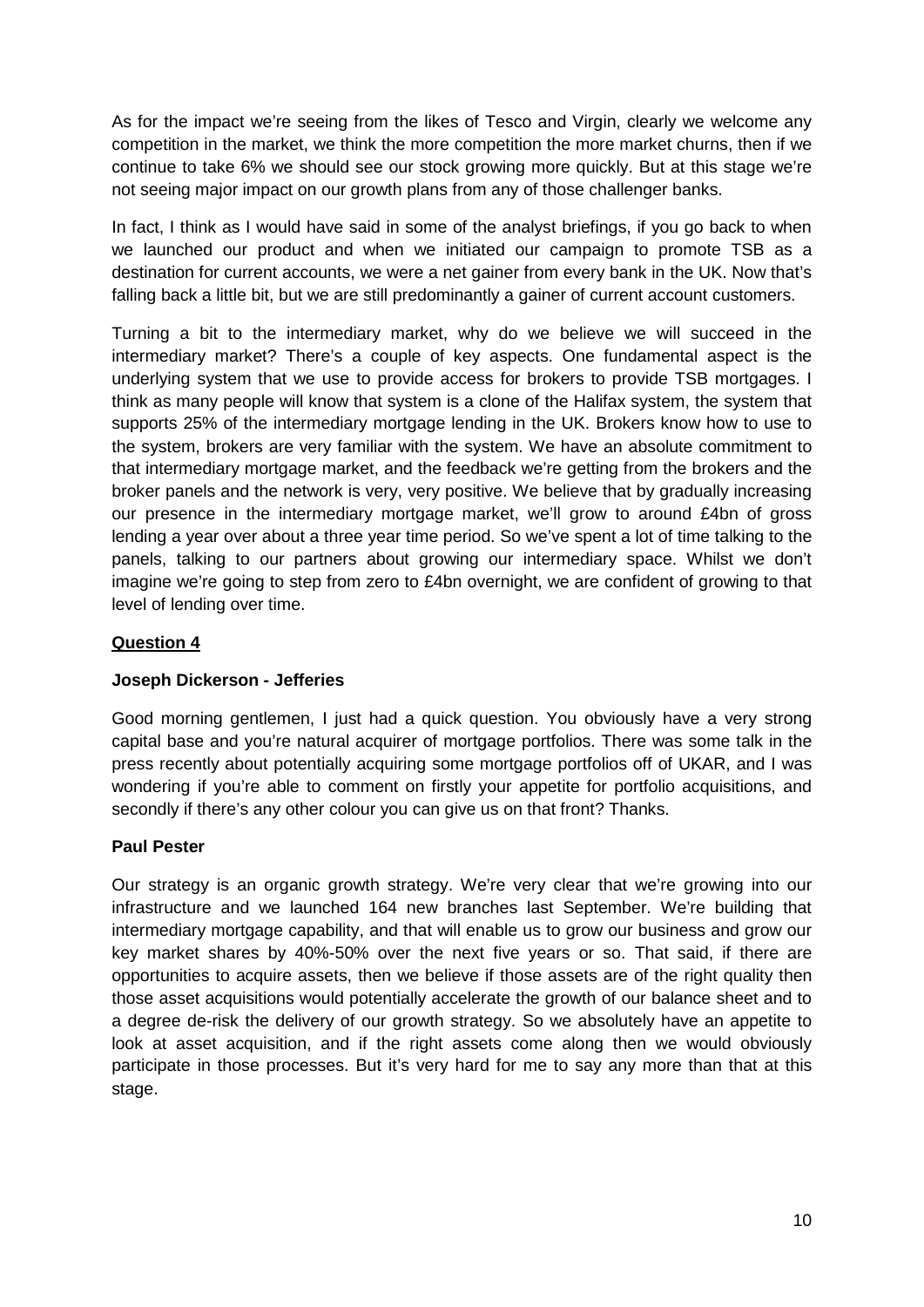As for the impact we're seeing from the likes of Tesco and Virgin, clearly we welcome any competition in the market, we think the more competition the more market churns, then if we continue to take 6% we should see our stock growing more quickly. But at this stage we're not seeing major impact on our growth plans from any of those challenger banks.

In fact, I think as I would have said in some of the analyst briefings, if you go back to when we launched our product and when we initiated our campaign to promote TSB as a destination for current accounts, we were a net gainer from every bank in the UK. Now that's falling back a little bit, but we are still predominantly a gainer of current account customers.

Turning a bit to the intermediary market, why do we believe we will succeed in the intermediary market? There's a couple of key aspects. One fundamental aspect is the underlying system that we use to provide access for brokers to provide TSB mortgages. I think as many people will know that system is a clone of the Halifax system, the system that supports 25% of the intermediary mortgage lending in the UK. Brokers know how to use to the system, brokers are very familiar with the system. We have an absolute commitment to that intermediary mortgage market, and the feedback we're getting from the brokers and the broker panels and the network is very, very positive. We believe that by gradually increasing our presence in the intermediary mortgage market, we'll grow to around £4bn of gross lending a year over about a three year time period. So we've spent a lot of time talking to the panels, talking to our partners about growing our intermediary space. Whilst we don't imagine we're going to step from zero to £4bn overnight, we are confident of growing to that level of lending over time.

**Question 4**

**Joseph Dickerson - Jefferies**

Good morning gentlemen, I just had a quick question. You obviously have a very strong capital base and you're natural acquirer of mortgage portfolios. There was some talk in the press recently about potentially acquiring some mortgage portfolios off of UKAR, and I was wondering if you're able to comment on firstly your appetite for portfolio acquisitions, and secondly if there's any other colour you can give us on that front? Thanks.

**Paul Pester**

Our strategy is an organic growth strategy. We're very clear that we're growing into our infrastructure and we launched 164 new branches last September. We're building that intermediary mortgage capability, and that will enable us to grow our business and grow our key market shares by 40%-50% over the next five years or so. That said, if there are opportunities to acquire assets, then we believe if those assets are of the right quality then those asset acquisitions would potentially accelerate the growth of our balance sheet and to a degree de-risk the delivery of our growth strategy. So we absolutely have an appetite to look at asset acquisition, and if the right assets come along then we would obviously participate in those processes. But it's very hard for me to say any more than that at this stage.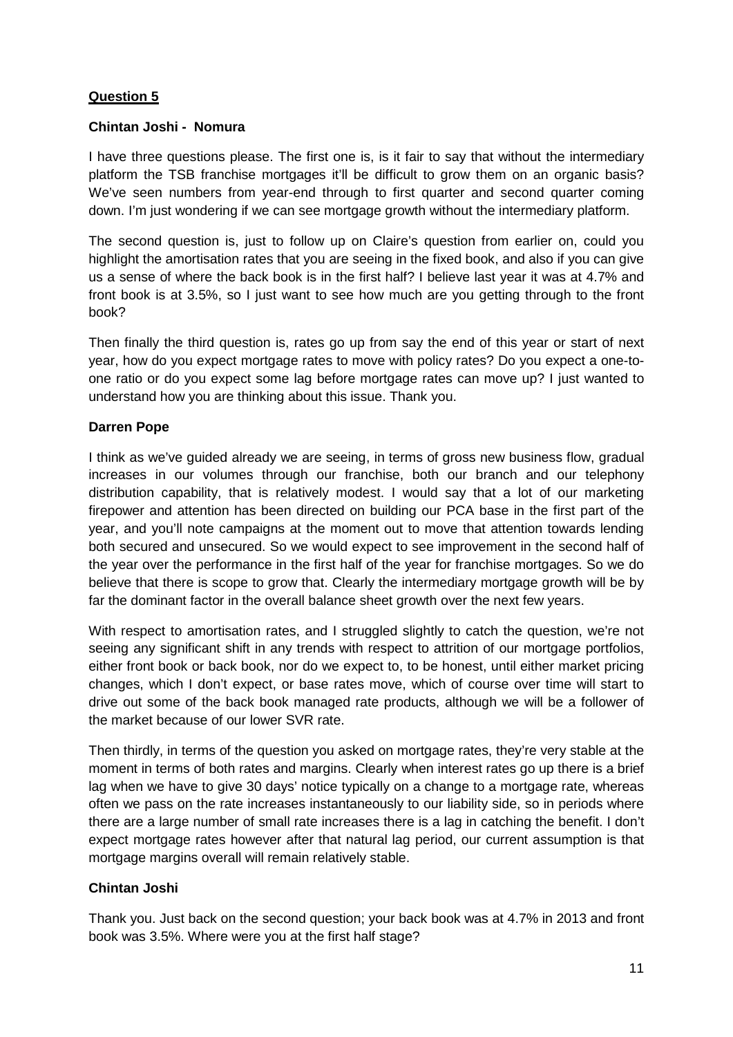**Question 5**

**Chintan Joshi - Nomura**

I have three questions please. The first one is, is it fair to say that without the intermediary platform the TSB franchise mortgages it'll be difficult to grow them on an organic basis? We've seen numbers from year-end through to first quarter and second quarter coming down. I'm just wondering if we can see mortgage growth without the intermediary platform.

The second question is, just to follow up on Claire's question from earlier on, could you highlight the amortisation rates that you are seeing in the fixed book, and also if you can give us a sense of where the back book is in the first half? I believe last year it was at 4.7% and front book is at 3.5%, so I just want to see how much are you getting through to the front book?

Then finally the third question is, rates go up from say the end of this year or start of next year, how do you expect mortgage rates to move with policy rates? Do you expect a one-to-one ratio or do you expect some lag before mortgage rates can move up? I just wanted to understand how you are thinking about this issue. Thank you.

**Darren Pope**

I think as we've guided already we are seeing, in terms of gross new business flow, gradual increases in our volumes through our franchise, both our branch and our telephony distribution capability, that is relatively modest. I would say that a lot of our marketing firepower and attention has been directed on building our PCA base in the first part of the year, and you'll note campaigns at the moment out to move that attention towards lending both secured and unsecured. So we would expect to see improvement in the second half of the year over the performance in the first half of the year for franchise mortgages. So we do believe that there is scope to grow that. Clearly the intermediary mortgage growth will be by far the dominant factor in the overall balance sheet growth over the next few years.

With respect to amortisation rates, and I struggled slightly to catch the question, we're not seeing any significant shift in any trends with respect to attrition of our mortgage portfolios, either front book or back book, nor do we expect to, to be honest, until either market pricing changes, which I don't expect, or base rates move, which of course over time will start to drive out some of the back book managed rate products, although we will be a follower of the market because of our lower SVR rate.

Then thirdly, in terms of the question you asked on mortgage rates, they're very stable at the moment in terms of both rates and margins. Clearly when interest rates go up there is a brief lag when we have to give 30 days' notice typically on a change to a mortgage rate, whereas often we pass on the rate increases instantaneously to our liability side, so in periods where there are a large number of small rate increases there is a lag in catching the benefit. I don't expect mortgage rates however after that natural lag period, our current assumption is that mortgage margins overall will remain relatively stable.

**Chintan Joshi**

Thank you. Just back on the second question; your back book was at 4.7% in 2013 and front book was 3.5%. Where were you at the first half stage?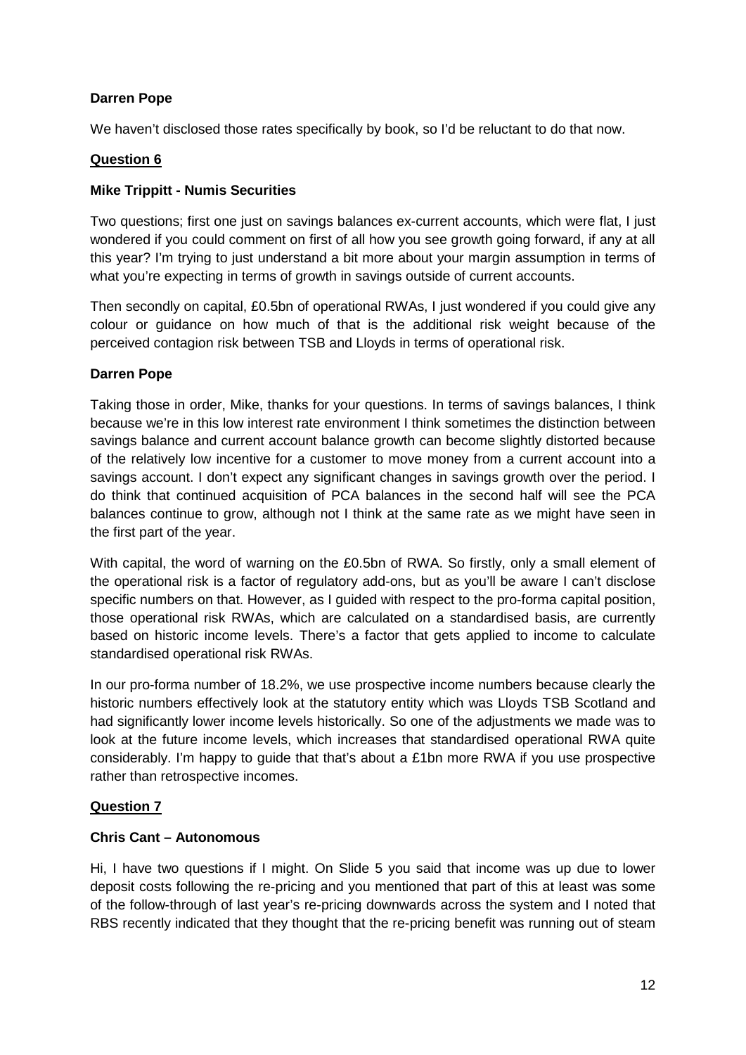**Darren Pope**

We haven't disclosed those rates specifically by book, so I'd be reluctant to do that now.

**Question 6**

**Mike Trippitt - Numis Securities**

Two questions; first one just on savings balances ex-current accounts, which were flat, I just wondered if you could comment on first of all how you see growth going forward, if any at all this year? I'm trying to just understand a bit more about your margin assumption in terms of what you're expecting in terms of growth in savings outside of current accounts.

Then secondly on capital, £0.5bn of operational RWAs, I just wondered if you could give any colour or guidance on how much of that is the additional risk weight because of the perceived contagion risk between TSB and Lloyds in terms of operational risk.

**Darren Pope**

Taking those in order, Mike, thanks for your questions. In terms of savings balances, I think because we're in this low interest rate environment I think sometimes the distinction between savings balance and current account balance growth can become slightly distorted because of the relatively low incentive for a customer to move money from a current account into a savings account. I don't expect any significant changes in savings growth over the period. I do think that continued acquisition of PCA balances in the second half will see the PCA balances continue to grow, although not I think at the same rate as we might have seen in the first part of the year.

With capital, the word of warning on the £0.5bn of RWA. So firstly, only a small element of the operational risk is a factor of regulatory add-ons, but as you'll be aware I can't disclose specific numbers on that. However, as I guided with respect to the pro-forma capital position, those operational risk RWAs, which are calculated on a standardised basis, are currently based on historic income levels. There's a factor that gets applied to income to calculate standardised operational risk RWAs.

In our pro-forma number of 18.2%, we use prospective income numbers because clearly the historic numbers effectively look at the statutory entity which was Lloyds TSB Scotland and had significantly lower income levels historically. So one of the adjustments we made was to look at the future income levels, which increases that standardised operational RWA quite considerably. I'm happy to guide that that's about a £1bn more RWA if you use prospective rather than retrospective incomes.

**Question 7**

**Chris Cant – Autonomous**

Hi, I have two questions if I might. On Slide 5 you said that income was up due to lower deposit costs following the re-pricing and you mentioned that part of this at least was some of the follow-through of last year's re-pricing downwards across the system and I noted that RBS recently indicated that they thought that the re-pricing benefit was running out of steam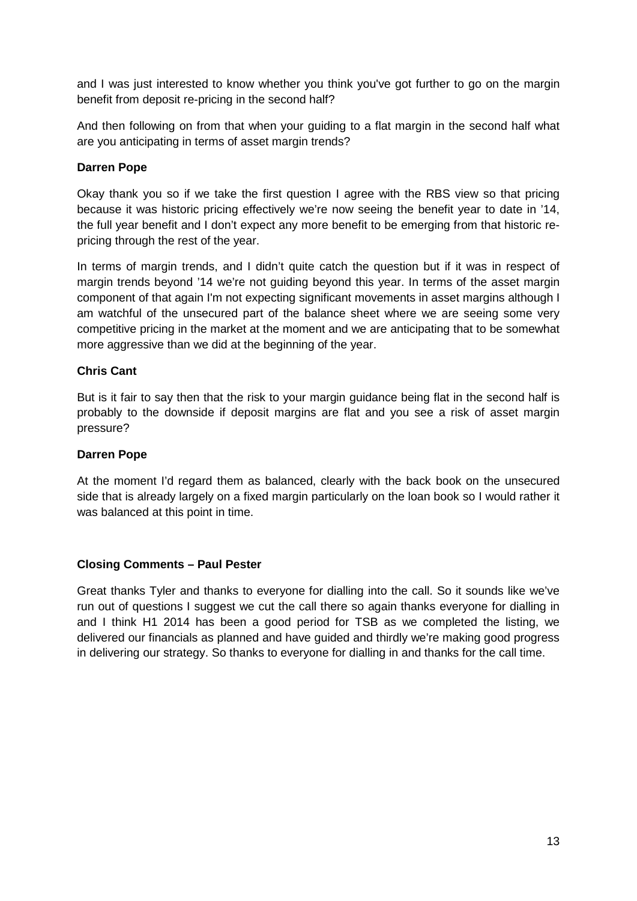and I was just interested to know whether you think you've got further to go on the margin benefit from deposit re-pricing in the second half?

And then following on from that when your guiding to a flat margin in the second half what are you anticipating in terms of asset margin trends?

**Darren Pope**

Okay thank you so if we take the first question I agree with the RBS view so that pricing because it was historic pricing effectively we're now seeing the benefit year to date in '14, the full year benefit and I don't expect any more benefit to be emerging from that historic re-pricing through the rest of the year.

In terms of margin trends, and I didn't quite catch the question but if it was in respect of margin trends beyond '14 we're not guiding beyond this year. In terms of the asset margin component of that again I'm not expecting significant movements in asset margins although I am watchful of the unsecured part of the balance sheet where we are seeing some very competitive pricing in the market at the moment and we are anticipating that to be somewhat more aggressive than we did at the beginning of the year.

**Chris Cant**

But is it fair to say then that the risk to your margin guidance being flat in the second half is probably to the downside if deposit margins are flat and you see a risk of asset margin pressure?

**Darren Pope**

At the moment I'd regard them as balanced, clearly with the back book on the unsecured side that is already largely on a fixed margin particularly on the loan book so I would rather it was balanced at this point in time.

**Closing Comments – Paul Pester**

Great thanks Tyler and thanks to everyone for dialling into the call. So it sounds like we've run out of questions I suggest we cut the call there so again thanks everyone for dialling in and I think H1 2014 has been a good period for TSB as we completed the listing, we delivered our financials as planned and have guided and thirdly we're making good progress in delivering our strategy. So thanks to everyone for dialling in and thanks for the call time.